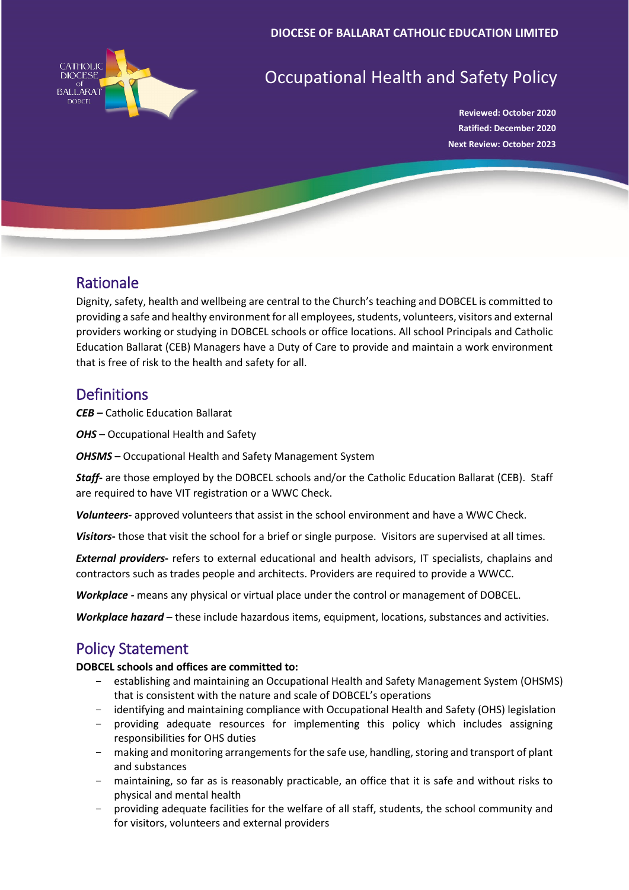DIOCESE OF BALLARAT CATHOLIC EDUCATION LIMITED

# Occupational Health and Safety Policy

**Reviewed: October 2020**
**Ratified: December 2020**
**Next Review: October 2023**

## Rationale

Dignity, safety, health and wellbeing are central to the Church's teaching and DOBCEL is committed to providing a safe and healthy environment for all employees, students, volunteers, visitors and external providers working or studying in DOBCEL schools or office locations. All school Principals and Catholic Education Ballarat (CEB) Managers have a Duty of Care to provide and maintain a work environment that is free of risk to the health and safety for all.

## Definitions

***CEB –*** Catholic Education Ballarat

***OHS*** – Occupational Health and Safety

***OHSMS*** – Occupational Health and Safety Management System

***Staff-*** are those employed by the DOBCEL schools and/or the Catholic Education Ballarat (CEB). Staff are required to have VIT registration or a WWC Check.

***Volunteers-*** approved volunteers that assist in the school environment and have a WWC Check.

***Visitors-*** those that visit the school for a brief or single purpose. Visitors are supervised at all times.

***External providers-*** refers to external educational and health advisors, IT specialists, chaplains and contractors such as trades people and architects. Providers are required to provide a WWCC.

***Workplace -*** means any physical or virtual place under the control or management of DOBCEL.

***Workplace hazard*** – these include hazardous items, equipment, locations, substances and activities.

## Policy Statement

**DOBCEL schools and offices are committed to:**

- establishing and maintaining an Occupational Health and Safety Management System (OHSMS) that is consistent with the nature and scale of DOBCEL's operations
- identifying and maintaining compliance with Occupational Health and Safety (OHS) legislation
- providing adequate resources for implementing this policy which includes assigning responsibilities for OHS duties
- making and monitoring arrangements for the safe use, handling, storing and transport of plant and substances
- maintaining, so far as is reasonably practicable, an office that it is safe and without risks to physical and mental health
- providing adequate facilities for the welfare of all staff, students, the school community and for visitors, volunteers and external providers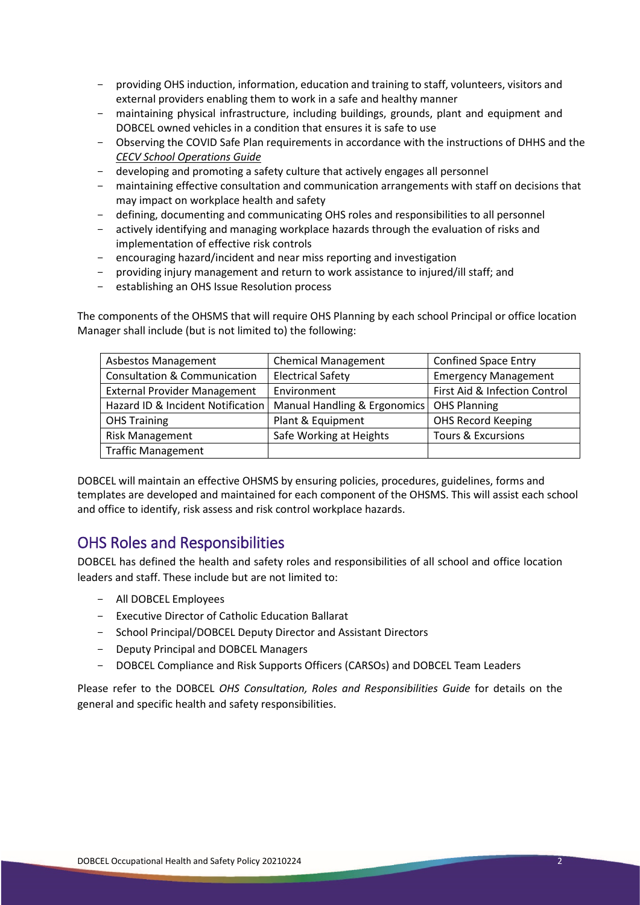- providing OHS induction, information, education and training to staff, volunteers, visitors and external providers enabling them to work in a safe and healthy manner
- maintaining physical infrastructure, including buildings, grounds, plant and equipment and DOBCEL owned vehicles in a condition that ensures it is safe to use
- Observing the COVID Safe Plan requirements in accordance with the instructions of DHHS and the *CECV School Operations Guide*
- developing and promoting a safety culture that actively engages all personnel
- maintaining effective consultation and communication arrangements with staff on decisions that may impact on workplace health and safety
- defining, documenting and communicating OHS roles and responsibilities to all personnel
- actively identifying and managing workplace hazards through the evaluation of risks and implementation of effective risk controls
- encouraging hazard/incident and near miss reporting and investigation
- providing injury management and return to work assistance to injured/ill staff; and
- establishing an OHS Issue Resolution process

The components of the OHSMS that will require OHS Planning by each school Principal or office location Manager shall include (but is not limited to) the following:

| Asbestos Management | Chemical Management | Confined Space Entry |
|---|---|---|
| Consultation & Communication | Electrical Safety | Emergency Management |
| External Provider Management | Environment | First Aid & Infection Control |
| Hazard ID & Incident Notification | Manual Handling & Ergonomics | OHS Planning |
| OHS Training | Plant & Equipment | OHS Record Keeping |
| Risk Management | Safe Working at Heights | Tours & Excursions |
| Traffic Management | | |

DOBCEL will maintain an effective OHSMS by ensuring policies, procedures, guidelines, forms and templates are developed and maintained for each component of the OHSMS. This will assist each school and office to identify, risk assess and risk control workplace hazards.

## OHS Roles and Responsibilities

DOBCEL has defined the health and safety roles and responsibilities of all school and office location leaders and staff. These include but are not limited to:

- All DOBCEL Employees
- Executive Director of Catholic Education Ballarat
- School Principal/DOBCEL Deputy Director and Assistant Directors
- Deputy Principal and DOBCEL Managers
- DOBCEL Compliance and Risk Supports Officers (CARSOs) and DOBCEL Team Leaders

Please refer to the DOBCEL *OHS Consultation, Roles and Responsibilities Guide* for details on the general and specific health and safety responsibilities.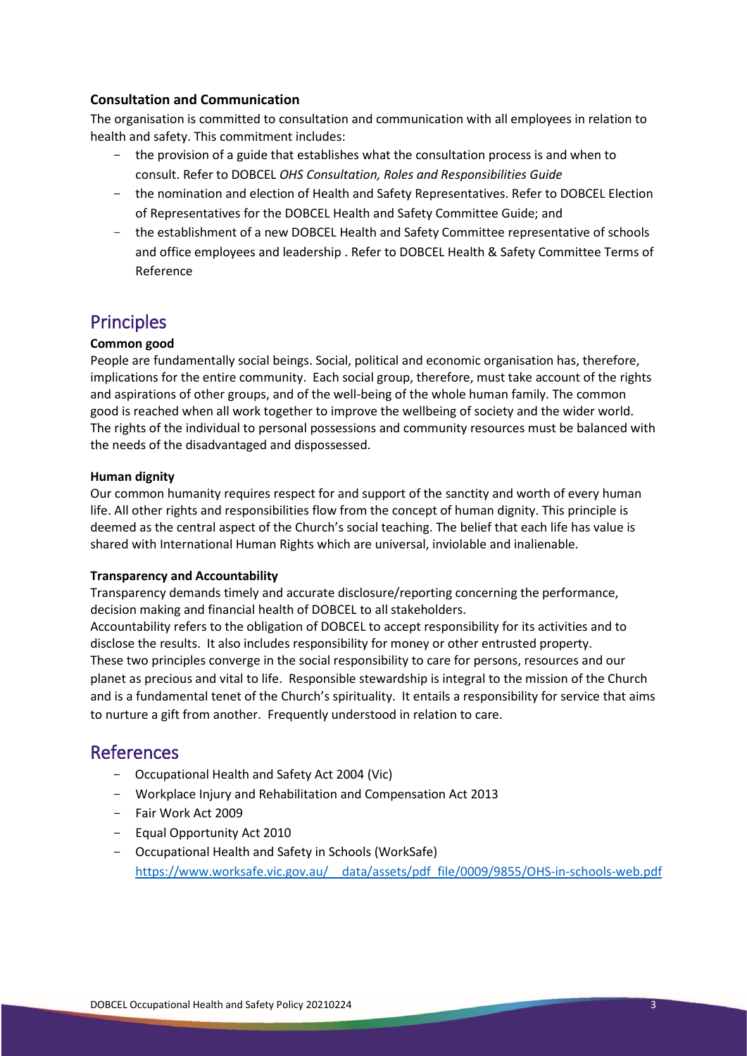**Consultation and Communication**

The organisation is committed to consultation and communication with all employees in relation to health and safety. This commitment includes:

- the provision of a guide that establishes what the consultation process is and when to consult. Refer to DOBCEL *OHS Consultation, Roles and Responsibilities Guide*
- the nomination and election of Health and Safety Representatives. Refer to DOBCEL Election of Representatives for the DOBCEL Health and Safety Committee Guide; and
- the establishment of a new DOBCEL Health and Safety Committee representative of schools and office employees and leadership . Refer to DOBCEL Health & Safety Committee Terms of Reference

## Principles

**Common good**

People are fundamentally social beings. Social, political and economic organisation has, therefore, implications for the entire community. Each social group, therefore, must take account of the rights and aspirations of other groups, and of the well-being of the whole human family. The common good is reached when all work together to improve the wellbeing of society and the wider world. The rights of the individual to personal possessions and community resources must be balanced with the needs of the disadvantaged and dispossessed.

**Human dignity**

Our common humanity requires respect for and support of the sanctity and worth of every human life. All other rights and responsibilities flow from the concept of human dignity. This principle is deemed as the central aspect of the Church's social teaching. The belief that each life has value is shared with International Human Rights which are universal, inviolable and inalienable.

**Transparency and Accountability**

Transparency demands timely and accurate disclosure/reporting concerning the performance, decision making and financial health of DOBCEL to all stakeholders.
Accountability refers to the obligation of DOBCEL to accept responsibility for its activities and to disclose the results. It also includes responsibility for money or other entrusted property.
These two principles converge in the social responsibility to care for persons, resources and our planet as precious and vital to life. Responsible stewardship is integral to the mission of the Church and is a fundamental tenet of the Church's spirituality. It entails a responsibility for service that aims to nurture a gift from another. Frequently understood in relation to care.

## References

- Occupational Health and Safety Act 2004 (Vic)
- Workplace Injury and Rehabilitation and Compensation Act 2013
- Fair Work Act 2009
- Equal Opportunity Act 2010
- Occupational Health and Safety in Schools (WorkSafe) https://www.worksafe.vic.gov.au/__data/assets/pdf_file/0009/9855/OHS-in-schools-web.pdf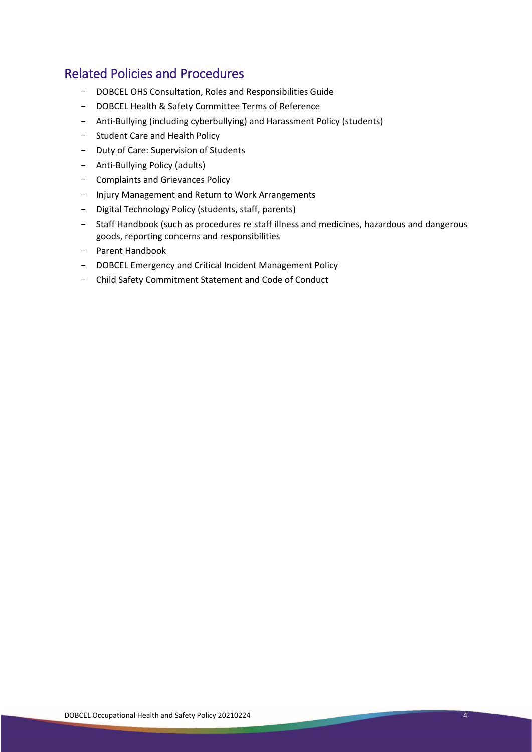## Related Policies and Procedures

- DOBCEL OHS Consultation, Roles and Responsibilities Guide
- DOBCEL Health & Safety Committee Terms of Reference
- Anti-Bullying (including cyberbullying) and Harassment Policy (students)
- Student Care and Health Policy
- Duty of Care: Supervision of Students
- Anti-Bullying Policy (adults)
- Complaints and Grievances Policy
- Injury Management and Return to Work Arrangements
- Digital Technology Policy (students, staff, parents)
- Staff Handbook (such as procedures re staff illness and medicines, hazardous and dangerous goods, reporting concerns and responsibilities
- Parent Handbook
- DOBCEL Emergency and Critical Incident Management Policy
- Child Safety Commitment Statement and Code of Conduct